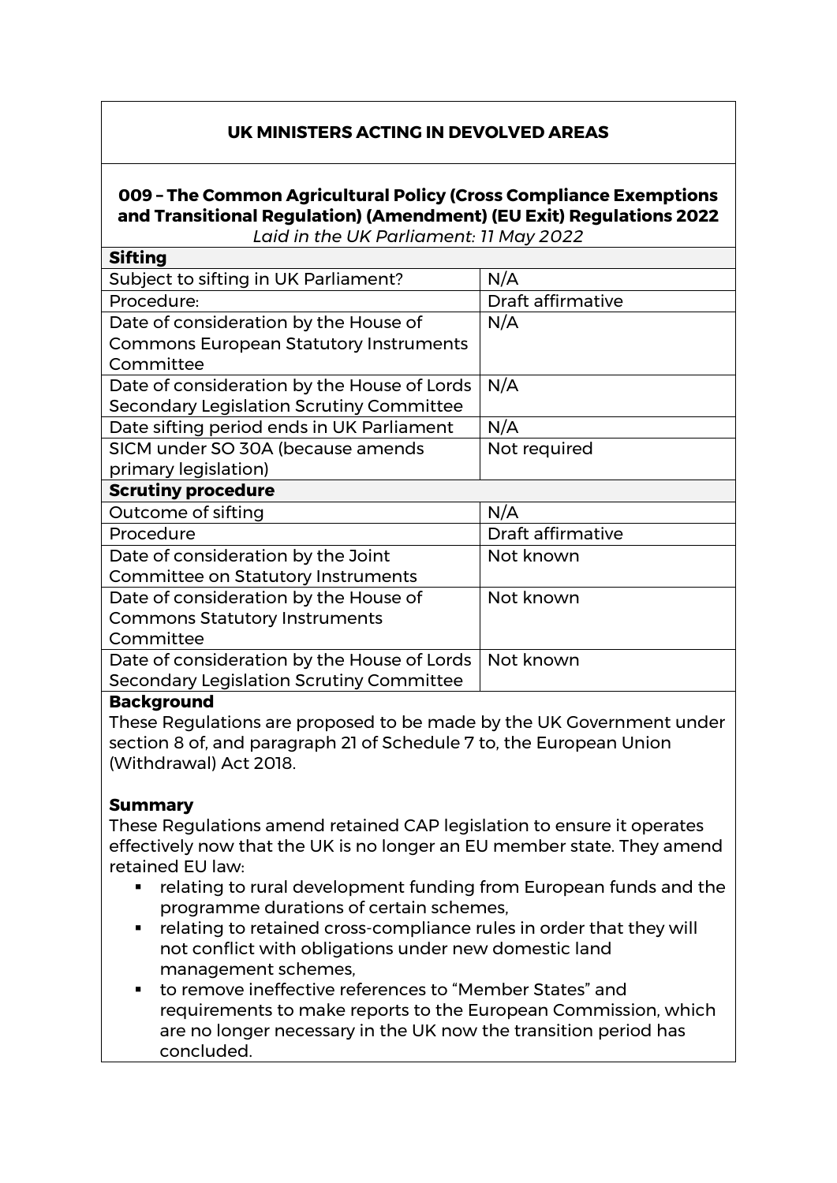## UK MINISTERS ACTING IN DEVOLVED AREAS

### 009 – The Common Agricultural Policy (Cross Compliance Exemptions and Transitional Regulation) (Amendment) (EU Exit) Regulations 2022

*Laid in the UK Parliament: 11 May 2022*

| **Sifting** | |
|---|---|
| Subject to sifting in UK Parliament? | N/A |
| Procedure: | Draft affirmative |
| Date of consideration by the House of Commons European Statutory Instruments Committee | N/A |
| Date of consideration by the House of Lords Secondary Legislation Scrutiny Committee | N/A |
| Date sifting period ends in UK Parliament | N/A |
| SICM under SO 30A (because amends primary legislation) | Not required |
| **Scrutiny procedure** | |
| Outcome of sifting | N/A |
| Procedure | Draft affirmative |
| Date of consideration by the Joint Committee on Statutory Instruments | Not known |
| Date of consideration by the House of Commons Statutory Instruments Committee | Not known |
| Date of consideration by the House of Lords Secondary Legislation Scrutiny Committee | Not known |

**Background**

These Regulations are proposed to be made by the UK Government under section 8 of, and paragraph 21 of Schedule 7 to, the European Union (Withdrawal) Act 2018.

**Summary**

These Regulations amend retained CAP legislation to ensure it operates effectively now that the UK is no longer an EU member state. They amend retained EU law:

- relating to rural development funding from European funds and the programme durations of certain schemes,
- relating to retained cross-compliance rules in order that they will not conflict with obligations under new domestic land management schemes,
- to remove ineffective references to "Member States" and requirements to make reports to the European Commission, which are no longer necessary in the UK now the transition period has concluded.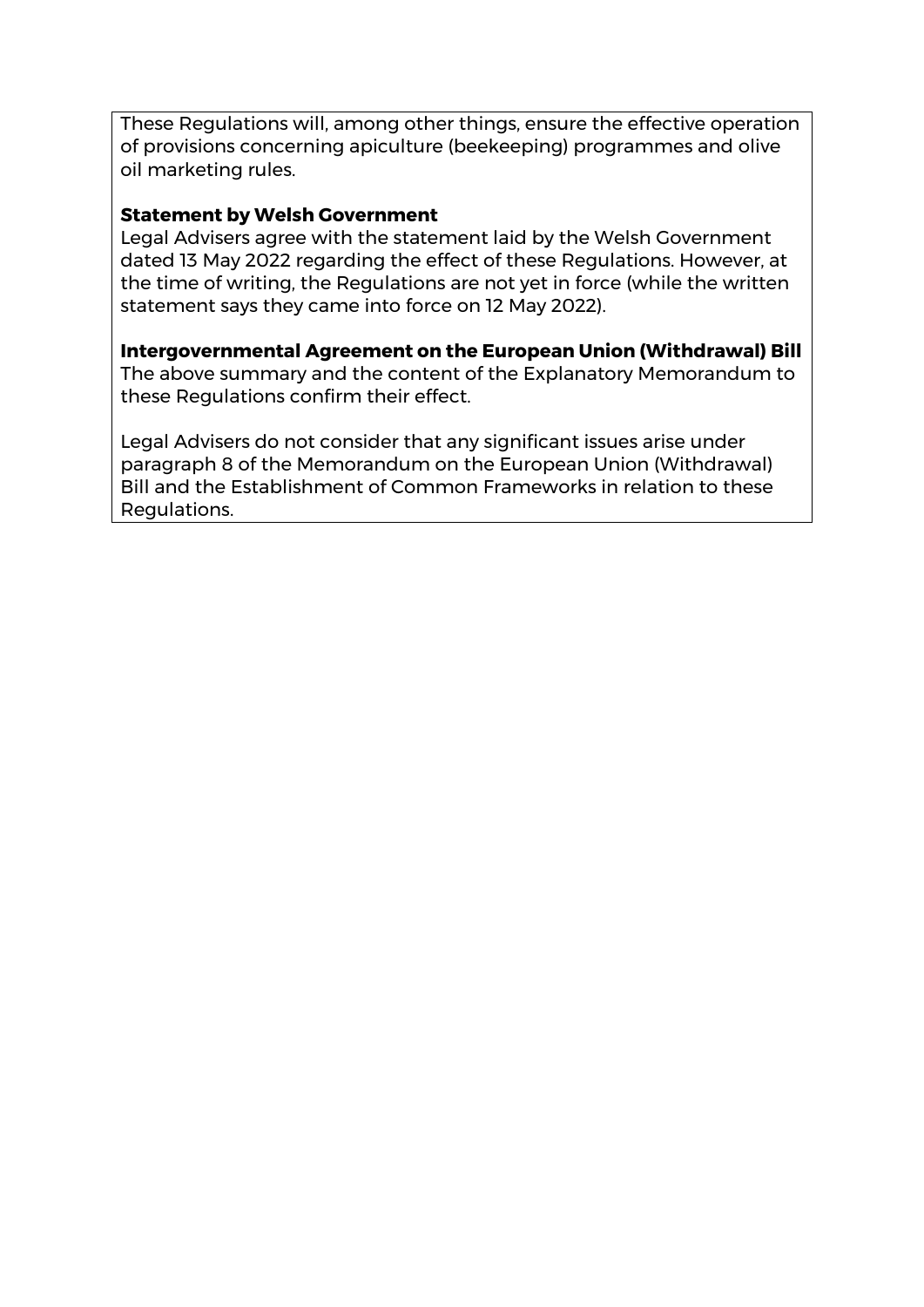These Regulations will, among other things, ensure the effective operation of provisions concerning apiculture (beekeeping) programmes and olive oil marketing rules.

**Statement by Welsh Government**

Legal Advisers agree with the statement laid by the Welsh Government dated 13 May 2022 regarding the effect of these Regulations. However, at the time of writing, the Regulations are not yet in force (while the written statement says they came into force on 12 May 2022).

**Intergovernmental Agreement on the European Union (Withdrawal) Bill**

The above summary and the content of the Explanatory Memorandum to these Regulations confirm their effect.

Legal Advisers do not consider that any significant issues arise under paragraph 8 of the Memorandum on the European Union (Withdrawal) Bill and the Establishment of Common Frameworks in relation to these Regulations.